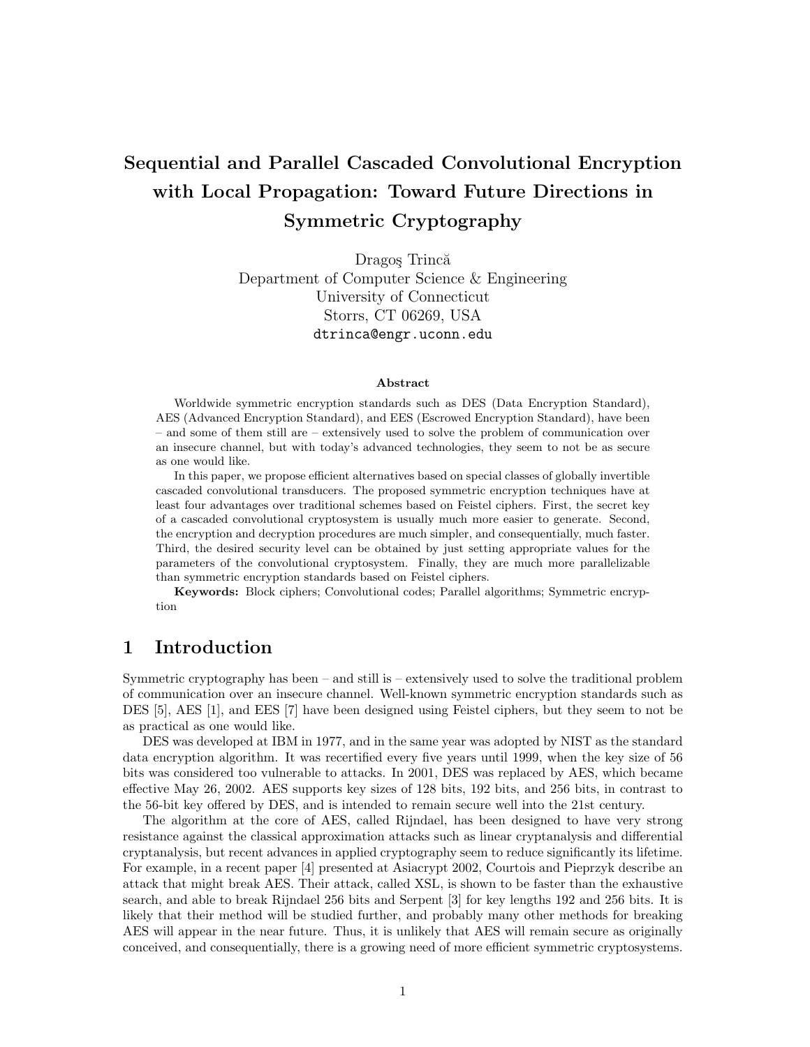# Sequential and Parallel Cascaded Convolutional Encryption with Local Propagation: Toward Future Directions in Symmetric Cryptography

Dragoş Trincă
Department of Computer Science & Engineering
University of Connecticut
Storrs, CT 06269, USA
dtrinca@engr.uconn.edu

### Abstract

Worldwide symmetric encryption standards such as DES (Data Encryption Standard), AES (Advanced Encryption Standard), and EES (Escrowed Encryption Standard), have been – and some of them still are – extensively used to solve the problem of communication over an insecure channel, but with today's advanced technologies, they seem to not be as secure as one would like.

In this paper, we propose efficient alternatives based on special classes of globally invertible cascaded convolutional transducers. The proposed symmetric encryption techniques have at least four advantages over traditional schemes based on Feistel ciphers. First, the secret key of a cascaded convolutional cryptosystem is usually much more easier to generate. Second, the encryption and decryption procedures are much simpler, and consequentially, much faster. Third, the desired security level can be obtained by just setting appropriate values for the parameters of the convolutional cryptosystem. Finally, they are much more parallelizable than symmetric encryption standards based on Feistel ciphers.

**Keywords:** Block ciphers; Convolutional codes; Parallel algorithms; Symmetric encryption

## 1 Introduction

Symmetric cryptography has been – and still is – extensively used to solve the traditional problem of communication over an insecure channel. Well-known symmetric encryption standards such as DES [5], AES [1], and EES [7] have been designed using Feistel ciphers, but they seem to not be as practical as one would like.

DES was developed at IBM in 1977, and in the same year was adopted by NIST as the standard data encryption algorithm. It was recertified every five years until 1999, when the key size of 56 bits was considered too vulnerable to attacks. In 2001, DES was replaced by AES, which became effective May 26, 2002. AES supports key sizes of 128 bits, 192 bits, and 256 bits, in contrast to the 56-bit key offered by DES, and is intended to remain secure well into the 21st century.

The algorithm at the core of AES, called Rijndael, has been designed to have very strong resistance against the classical approximation attacks such as linear cryptanalysis and differential cryptanalysis, but recent advances in applied cryptography seem to reduce significantly its lifetime. For example, in a recent paper [4] presented at Asiacrypt 2002, Courtois and Pieprzyk describe an attack that might break AES. Their attack, called XSL, is shown to be faster than the exhaustive search, and able to break Rijndael 256 bits and Serpent [3] for key lengths 192 and 256 bits. It is likely that their method will be studied further, and probably many other methods for breaking AES will appear in the near future. Thus, it is unlikely that AES will remain secure as originally conceived, and consequentially, there is a growing need of more efficient symmetric cryptosystems.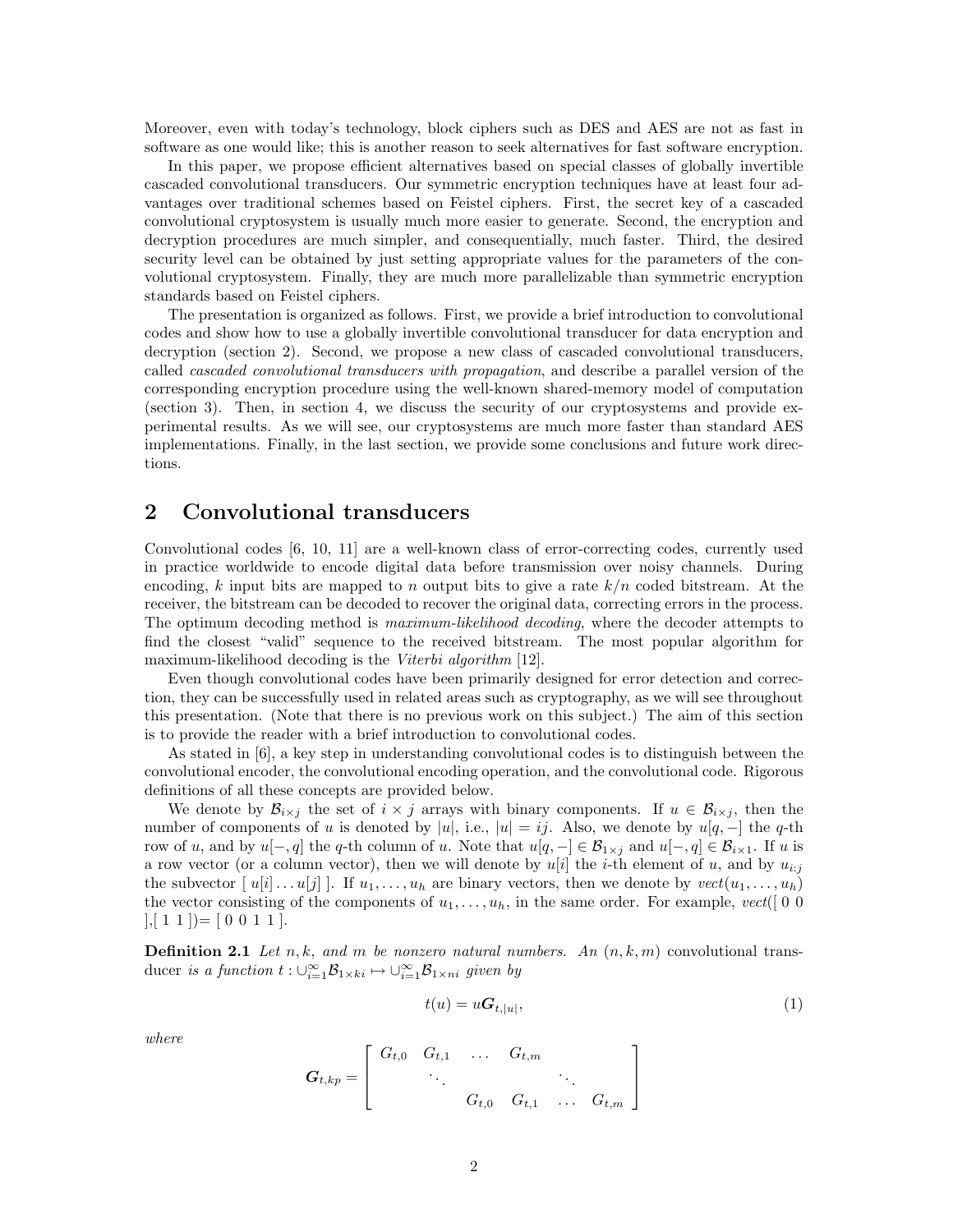Moreover, even with today's technology, block ciphers such as DES and AES are not as fast in software as one would like; this is another reason to seek alternatives for fast software encryption.

In this paper, we propose efficient alternatives based on special classes of globally invertible cascaded convolutional transducers. Our symmetric encryption techniques have at least four advantages over traditional schemes based on Feistel ciphers. First, the secret key of a cascaded convolutional cryptosystem is usually much more easier to generate. Second, the encryption and decryption procedures are much simpler, and consequentially, much faster. Third, the desired security level can be obtained by just setting appropriate values for the parameters of the convolutional cryptosystem. Finally, they are much more parallelizable than symmetric encryption standards based on Feistel ciphers.

The presentation is organized as follows. First, we provide a brief introduction to convolutional codes and show how to use a globally invertible convolutional transducer for data encryption and decryption (section 2). Second, we propose a new class of cascaded convolutional transducers, called *cascaded convolutional transducers with propagation*, and describe a parallel version of the corresponding encryption procedure using the well-known shared-memory model of computation (section 3). Then, in section 4, we discuss the security of our cryptosystems and provide experimental results. As we will see, our cryptosystems are much more faster than standard AES implementations. Finally, in the last section, we provide some conclusions and future work directions.

## 2 Convolutional transducers

Convolutional codes [6, 10, 11] are a well-known class of error-correcting codes, currently used in practice worldwide to encode digital data before transmission over noisy channels. During encoding, $k$ input bits are mapped to $n$ output bits to give a rate $k/n$ coded bitstream. At the receiver, the bitstream can be decoded to recover the original data, correcting errors in the process. The optimum decoding method is *maximum-likelihood decoding*, where the decoder attempts to find the closest "valid" sequence to the received bitstream. The most popular algorithm for maximum-likelihood decoding is the *Viterbi algorithm* [12].

Even though convolutional codes have been primarily designed for error detection and correction, they can be successfully used in related areas such as cryptography, as we will see throughout this presentation. (Note that there is no previous work on this subject.) The aim of this section is to provide the reader with a brief introduction to convolutional codes.

As stated in [6], a key step in understanding convolutional codes is to distinguish between the convolutional encoder, the convolutional encoding operation, and the convolutional code. Rigorous definitions of all these concepts are provided below.

We denote by $\mathcal{B}_{i\times j}$ the set of $i \times j$ arrays with binary components. If $u \in \mathcal{B}_{i\times j}$, then the number of components of $u$ is denoted by $|u|$, i.e., $|u| = ij$. Also, we denote by $u[q,-]$ the $q$-th row of $u$, and by $u[-,q]$ the $q$-th column of $u$. Note that $u[q,-] \in \mathcal{B}_{1\times j}$ and $u[-,q] \in \mathcal{B}_{i\times 1}$. If $u$ is a row vector (or a column vector), then we will denote by $u[i]$ the $i$-th element of $u$, and by $u_{i:j}$ the subvector $[\ u[i] \dots u[j]\ ]$. If $u_1, \dots, u_h$ are binary vectors, then we denote by $vect(u_1, \dots, u_h)$ the vector consisting of the components of $u_1, \dots, u_h$, in the same order. For example, $vect([\ 0\ 0\ ],[\ 1\ 1\ ]) = [\ 0\ 0\ 1\ 1\ ]$.

**Definition 2.1** *Let $n, k$, and $m$ be nonzero natural numbers. An $(n,k,m)$ convolutional transducer is a function $t : \cup_{i=1}^{\infty} \mathcal{B}_{1\times ki} \mapsto \cup_{i=1}^{\infty} \mathcal{B}_{1\times ni}$ given by*

$$t(u) = u\boldsymbol{G}_{t,|u|}, \tag{1}$$

*where*

$$\boldsymbol{G}_{t,kp} = \begin{bmatrix} G_{t,0} & G_{t,1} & \dots & G_{t,m} & & \\ & \ddots & & & \ddots & \\ & & G_{t,0} & G_{t,1} & \dots & G_{t,m} \end{bmatrix}$$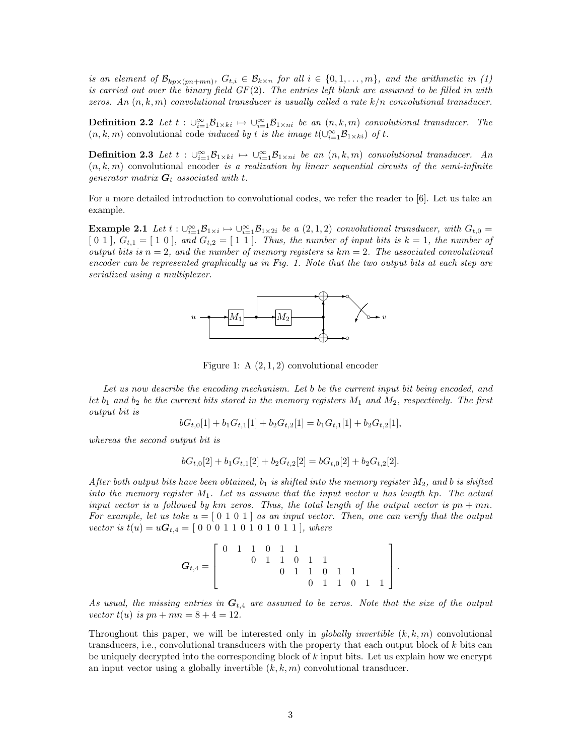*is an element of* $\mathcal{B}_{kp\times(pn+mn)}$, $G_{t,i} \in \mathcal{B}_{k\times n}$ *for all* $i \in \{0,1,\ldots,m\}$, *and the arithmetic in (1) is carried out over the binary field* $GF(2)$. *The entries left blank are assumed to be filled in with zeros. An* $(n,k,m)$ *convolutional transducer is usually called a rate* $k/n$ *convolutional transducer.*

**Definition 2.2** *Let* $t : \cup_{i=1}^{\infty}\mathcal{B}_{1\times ki} \mapsto \cup_{i=1}^{\infty}\mathcal{B}_{1\times ni}$ *be an* $(n,k,m)$ *convolutional transducer. The* $(n,k,m)$ convolutional code *induced by* $t$ *is the image* $t(\cup_{i=1}^{\infty}\mathcal{B}_{1\times ki})$ *of* $t$.

**Definition 2.3** *Let* $t : \cup_{i=1}^{\infty}\mathcal{B}_{1\times ki} \mapsto \cup_{i=1}^{\infty}\mathcal{B}_{1\times ni}$ *be an* $(n,k,m)$ *convolutional transducer. An* $(n,k,m)$ convolutional encoder *is a realization by linear sequential circuits of the semi-infinite generator matrix* $\boldsymbol{G}_t$ *associated with* $t$.

For a more detailed introduction to convolutional codes, we refer the reader to [6]. Let us take an example.

**Example 2.1** *Let* $t : \cup_{i=1}^{\infty}\mathcal{B}_{1\times i} \mapsto \cup_{i=1}^{\infty}\mathcal{B}_{1\times 2i}$ *be a* $(2,1,2)$ *convolutional transducer, with* $G_{t,0} = [\ 0\ 1\ ]$, $G_{t,1} = [\ 1\ 0\ ]$, *and* $G_{t,2} = [\ 1\ 1\ ]$. *Thus, the number of input bits is* $k = 1$, *the number of output bits is* $n = 2$, *and the number of memory registers is* $km = 2$. *The associated convolutional encoder can be represented graphically as in Fig. 1. Note that the two output bits at each step are serialized using a multiplexer.*

Figure 1: A $(2,1,2)$ convolutional encoder

*Let us now describe the encoding mechanism. Let* $b$ *be the current input bit being encoded, and let* $b_1$ *and* $b_2$ *be the current bits stored in the memory registers* $M_1$ *and* $M_2$, *respectively. The first output bit is*

$$bG_{t,0}[1] + b_1G_{t,1}[1] + b_2G_{t,2}[1] = b_1G_{t,1}[1] + b_2G_{t,2}[1],$$

*whereas the second output bit is*

$$bG_{t,0}[2] + b_1G_{t,1}[2] + b_2G_{t,2}[2] = bG_{t,0}[2] + b_2G_{t,2}[2].$$

*After both output bits have been obtained,* $b_1$ *is shifted into the memory register* $M_2$, *and* $b$ *is shifted into the memory register* $M_1$. *Let us assume that the input vector* $u$ *has length* $kp$. *The actual input vector is* $u$ *followed by* $km$ *zeros. Thus, the total length of the output vector is* $pn + mn$. *For example, let us take* $u = [\ 0\ 1\ 0\ 1\ ]$ *as an input vector. Then, one can verify that the output vector is* $t(u) = u\boldsymbol{G}_{t,4} = [\ 0\ 0\ 0\ 1\ 1\ 0\ 1\ 0\ 1\ 0\ 1\ 1\ ]$, *where*

$$\boldsymbol{G}_{t,4} = \begin{bmatrix} 0 & 1 & 1 & 0 & 1 & 1 & & & & & & \\ & & 0 & 1 & 1 & 0 & 1 & 1 & & & & \\ & & & & 0 & 1 & 1 & 0 & 1 & 1 & & \\ & & & & & & 0 & 1 & 1 & 0 & 1 & 1 \end{bmatrix}.$$

*As usual, the missing entries in* $\boldsymbol{G}_{t,4}$ *are assumed to be zeros. Note that the size of the output vector* $t(u)$ *is* $pn + mn = 8 + 4 = 12$.

Throughout this paper, we will be interested only in *globally invertible* $(k,k,m)$ convolutional transducers, i.e., convolutional transducers with the property that each output block of $k$ bits can be uniquely decrypted into the corresponding block of $k$ input bits. Let us explain how we encrypt an input vector using a globally invertible $(k,k,m)$ convolutional transducer.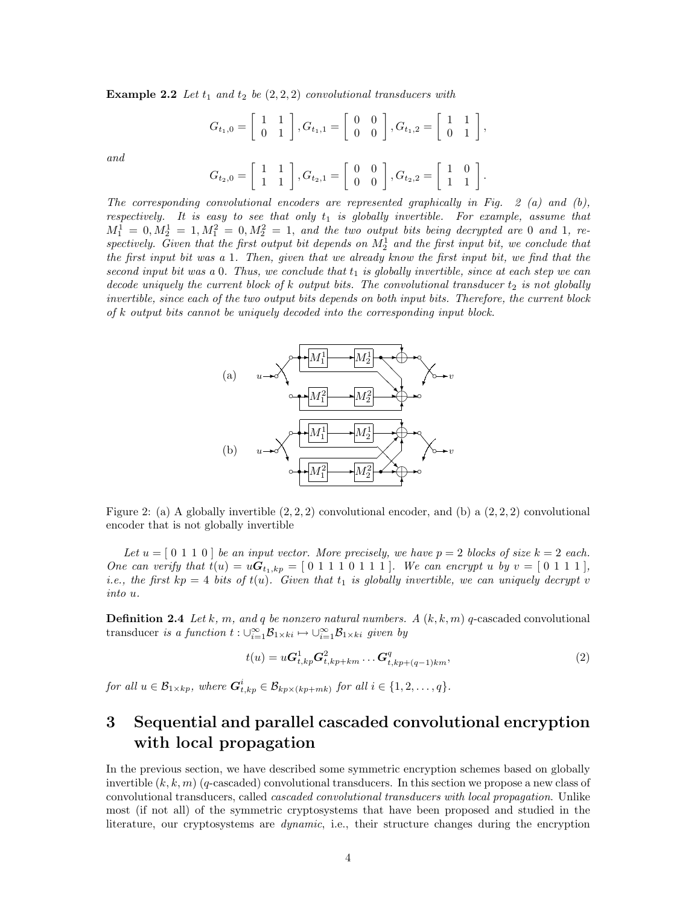**Example 2.2** *Let $t_1$ and $t_2$ be $(2,2,2)$ convolutional transducers with*

$$G_{t_1,0} = \begin{bmatrix} 1 & 1 \\ 0 & 1 \end{bmatrix}, G_{t_1,1} = \begin{bmatrix} 0 & 0 \\ 0 & 0 \end{bmatrix}, G_{t_1,2} = \begin{bmatrix} 1 & 1 \\ 0 & 1 \end{bmatrix},$$

*and*

$$G_{t_2,0} = \begin{bmatrix} 1 & 1 \\ 1 & 1 \end{bmatrix}, G_{t_2,1} = \begin{bmatrix} 0 & 0 \\ 0 & 0 \end{bmatrix}, G_{t_2,2} = \begin{bmatrix} 1 & 0 \\ 1 & 1 \end{bmatrix}.$$

*The corresponding convolutional encoders are represented graphically in Fig. 2 (a) and (b), respectively. It is easy to see that only $t_1$ is globally invertible. For example, assume that $M_1^1 = 0, M_2^1 = 1, M_1^2 = 0, M_2^2 = 1$, and the two output bits being decrypted are 0 and 1, respectively. Given that the first output bit depends on $M_2^1$ and the first input bit, we conclude that the first input bit was a 1. Then, given that we already know the first input bit, we find that the second input bit was a 0. Thus, we conclude that $t_1$ is globally invertible, since at each step we can decode uniquely the current block of k output bits. The convolutional transducer $t_2$ is not globally invertible, since each of the two output bits depends on both input bits. Therefore, the current block of k output bits cannot be uniquely decoded into the corresponding input block.*

Figure 2: (a) A globally invertible $(2,2,2)$ convolutional encoder, and (b) a $(2,2,2)$ convolutional encoder that is not globally invertible

*Let $u = [\ 0\ 1\ 1\ 0\ ]$ be an input vector. More precisely, we have $p = 2$ blocks of size $k = 2$ each. One can verify that $t(u) = u\boldsymbol{G}_{t_1,kp} = [\ 0\ 1\ 1\ 1\ 0\ 1\ 1\ 1\ ]$. We can encrypt u by $v = [\ 0\ 1\ 1\ 1\ ]$, i.e., the first $kp = 4$ bits of $t(u)$. Given that $t_1$ is globally invertible, we can uniquely decrypt v into u.*

**Definition 2.4** *Let k, m, and q be nonzero natural numbers. A $(k,k,m)$ q-*cascaded convolutional transducer *is a function $t : \cup_{i=1}^{\infty} \mathcal{B}_{1\times ki} \mapsto \cup_{i=1}^{\infty} \mathcal{B}_{1\times ki}$ given by*

$$t(u) = u\boldsymbol{G}_{t,kp}^1 \boldsymbol{G}_{t,kp+km}^2 \ldots \boldsymbol{G}_{t,kp+(q-1)km}^q, \tag{2}$$

*for all $u \in \mathcal{B}_{1\times kp}$, where $\boldsymbol{G}_{t,kp}^i \in \mathcal{B}_{kp\times(kp+mk)}$ for all $i \in \{1, 2, \ldots, q\}$.*

# 3 Sequential and parallel cascaded convolutional encryption with local propagation

In the previous section, we have described some symmetric encryption schemes based on globally invertible $(k,k,m)$ (q-cascaded) convolutional transducers. In this section we propose a new class of convolutional transducers, called *cascaded convolutional transducers with local propagation*. Unlike most (if not all) of the symmetric cryptosystems that have been proposed and studied in the literature, our cryptosystems are *dynamic*, i.e., their structure changes during the encryption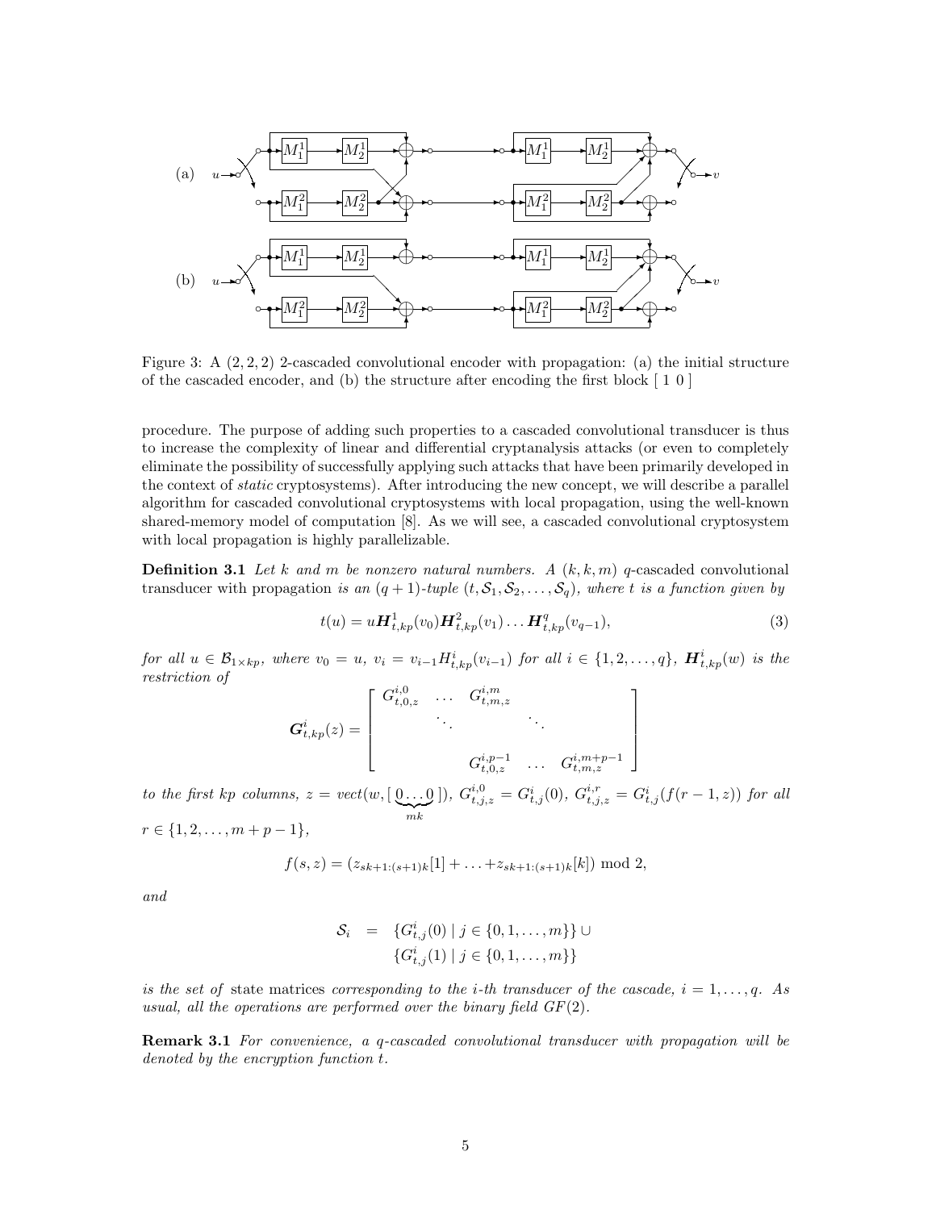Figure 3: A $(2,2,2)$ 2-cascaded convolutional encoder with propagation: (a) the initial structure of the cascaded encoder, and (b) the structure after encoding the first block [ 1 0 ]

procedure. The purpose of adding such properties to a cascaded convolutional transducer is thus to increase the complexity of linear and differential cryptanalysis attacks (or even to completely eliminate the possibility of successfully applying such attacks that have been primarily developed in the context of *static* cryptosystems). After introducing the new concept, we will describe a parallel algorithm for cascaded convolutional cryptosystems with local propagation, using the well-known shared-memory model of computation [8]. As we will see, a cascaded convolutional cryptosystem with local propagation is highly parallelizable.

**Definition 3.1** *Let $k$ and $m$ be nonzero natural numbers. A $(k,k,m)$ $q$-*cascaded convolutional transducer with propagation *is an $(q+1)$-tuple $(t, \mathcal{S}_1, \mathcal{S}_2, \ldots, \mathcal{S}_q)$, where $t$ is a function given by*

$$t(u) = u\boldsymbol{H}^1_{t,kp}(v_0)\boldsymbol{H}^2_{t,kp}(v_1)\ldots\boldsymbol{H}^q_{t,kp}(v_{q-1}), \tag{3}$$

*for all $u \in \mathcal{B}_{1\times kp}$, where $v_0 = u$, $v_i = v_{i-1}H^i_{t,kp}(v_{i-1})$ for all $i \in \{1,2,\ldots,q\}$, $\boldsymbol{H}^i_{t,kp}(w)$ is the restriction of*

$$\boldsymbol{G}^i_{t,kp}(z) = \begin{bmatrix} G^{i,0}_{t,0,z} & \ldots & G^{i,m}_{t,m,z} & & \\ & \ddots & & \ddots & \\ & & G^{i,p-1}_{t,0,z} & \ldots & G^{i,m+p-1}_{t,m,z} \end{bmatrix}$$

*to the first $kp$ columns, $z = vect(w, [\underbrace{0\ldots0}_{mk}])$, $G^{i,0}_{t,j,z} = G^i_{t,j}(0)$, $G^{i,r}_{t,j,z} = G^i_{t,j}(f(r-1,z))$ for all $r \in \{1,2,\ldots,m+p-1\}$,*

$$f(s,z) = (z_{sk+1:(s+1)k}[1] + \ldots + z_{sk+1:(s+1)k}[k]) \bmod 2,$$

*and*

$$\begin{aligned} \mathcal{S}_i &= \{G^i_{t,j}(0) \mid j \in \{0,1,\ldots,m\}\} \cup \\ &\quad\ \{G^i_{t,j}(1) \mid j \in \{0,1,\ldots,m\}\} \end{aligned}$$

*is the set of* state matrices *corresponding to the $i$-th transducer of the cascade, $i = 1,\ldots,q$. As usual, all the operations are performed over the binary field $GF(2)$.*

**Remark 3.1** *For convenience, a $q$-cascaded convolutional transducer with propagation will be denoted by the encryption function $t$.*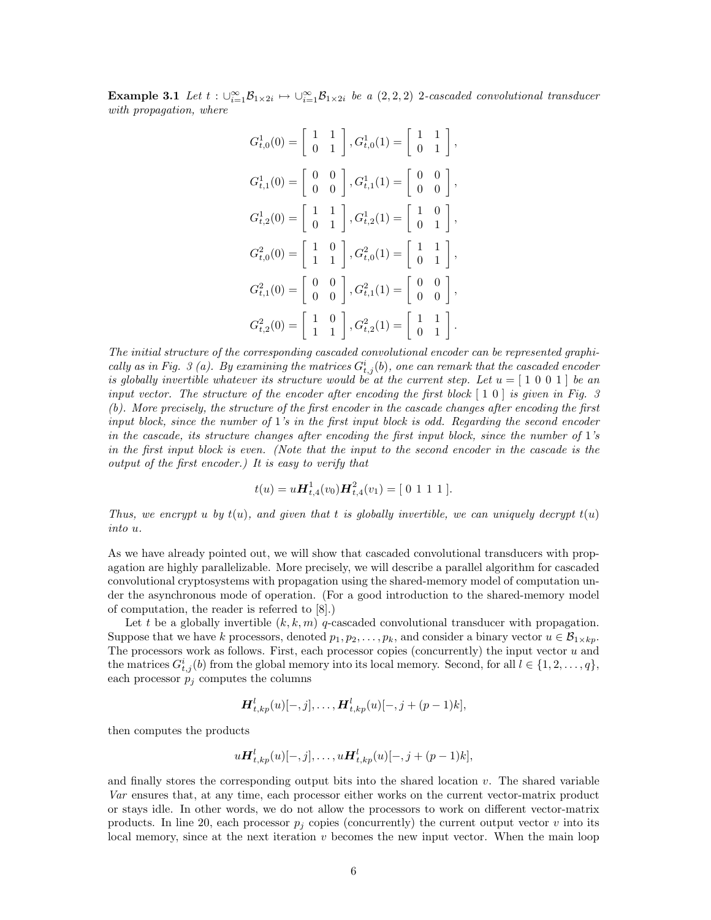**Example 3.1** *Let $t : \cup_{i=1}^{\infty} \mathcal{B}_{1\times 2i} \mapsto \cup_{i=1}^{\infty} \mathcal{B}_{1\times 2i}$ be a $(2,2,2)$ 2-cascaded convolutional transducer with propagation, where*

$$G_{t,0}^1(0) = \begin{bmatrix} 1 & 1 \\ 0 & 1 \end{bmatrix}, G_{t,0}^1(1) = \begin{bmatrix} 1 & 1 \\ 0 & 1 \end{bmatrix},$$

$$G_{t,1}^1(0) = \begin{bmatrix} 0 & 0 \\ 0 & 0 \end{bmatrix}, G_{t,1}^1(1) = \begin{bmatrix} 0 & 0 \\ 0 & 0 \end{bmatrix},$$

$$G_{t,2}^1(0) = \begin{bmatrix} 1 & 1 \\ 0 & 1 \end{bmatrix}, G_{t,2}^1(1) = \begin{bmatrix} 1 & 0 \\ 0 & 1 \end{bmatrix},$$

$$G_{t,0}^2(0) = \begin{bmatrix} 1 & 0 \\ 1 & 1 \end{bmatrix}, G_{t,0}^2(1) = \begin{bmatrix} 1 & 1 \\ 0 & 1 \end{bmatrix},$$

$$G_{t,1}^2(0) = \begin{bmatrix} 0 & 0 \\ 0 & 0 \end{bmatrix}, G_{t,1}^2(1) = \begin{bmatrix} 0 & 0 \\ 0 & 0 \end{bmatrix},$$

$$G_{t,2}^2(0) = \begin{bmatrix} 1 & 0 \\ 1 & 1 \end{bmatrix}, G_{t,2}^2(1) = \begin{bmatrix} 1 & 1 \\ 0 & 1 \end{bmatrix}.$$

*The initial structure of the corresponding cascaded convolutional encoder can be represented graphically as in Fig. 3 (a). By examining the matrices $G_{t,j}^i(b)$, one can remark that the cascaded encoder is globally invertible whatever its structure would be at the current step. Let $u = [\ 1\ 0\ 0\ 1\ ]$ be an input vector. The structure of the encoder after encoding the first block $[\ 1\ 0\ ]$ is given in Fig. 3 (b). More precisely, the structure of the first encoder in the cascade changes after encoding the first input block, since the number of 1's in the first input block is odd. Regarding the second encoder in the cascade, its structure changes after encoding the first input block, since the number of 1's in the first input block is even. (Note that the input to the second encoder in the cascade is the output of the first encoder.) It is easy to verify that*

$$t(u) = u\boldsymbol{H}_{t,4}^1(v_0)\boldsymbol{H}_{t,4}^2(v_1) = [\ 0\ 1\ 1\ 1\ ].$$

*Thus, we encrypt $u$ by $t(u)$, and given that $t$ is globally invertible, we can uniquely decrypt $t(u)$ into $u$.*

As we have already pointed out, we will show that cascaded convolutional transducers with propagation are highly parallelizable. More precisely, we will describe a parallel algorithm for cascaded convolutional cryptosystems with propagation using the shared-memory model of computation under the asynchronous mode of operation. (For a good introduction to the shared-memory model of computation, the reader is referred to [8].)

Let $t$ be a globally invertible $(k,k,m)$ $q$-cascaded convolutional transducer with propagation. Suppose that we have $k$ processors, denoted $p_1, p_2, \ldots, p_k$, and consider a binary vector $u \in \mathcal{B}_{1\times kp}$. The processors work as follows. First, each processor copies (concurrently) the input vector $u$ and the matrices $G_{t,j}^i(b)$ from the global memory into its local memory. Second, for all $l \in \{1,2,\ldots,q\}$, each processor $p_j$ computes the columns

$$\boldsymbol{H}_{t,kp}^l(u)[-,j], \ldots, \boldsymbol{H}_{t,kp}^l(u)[-,j+(p-1)k],$$

then computes the products

$$u\boldsymbol{H}_{t,kp}^l(u)[-,j], \ldots, u\boldsymbol{H}_{t,kp}^l(u)[-,j+(p-1)k],$$

and finally stores the corresponding output bits into the shared location $v$. The shared variable *Var* ensures that, at any time, each processor either works on the current vector-matrix product or stays idle. In other words, we do not allow the processors to work on different vector-matrix products. In line 20, each processor $p_j$ copies (concurrently) the current output vector $v$ into its local memory, since at the next iteration $v$ becomes the new input vector. When the main loop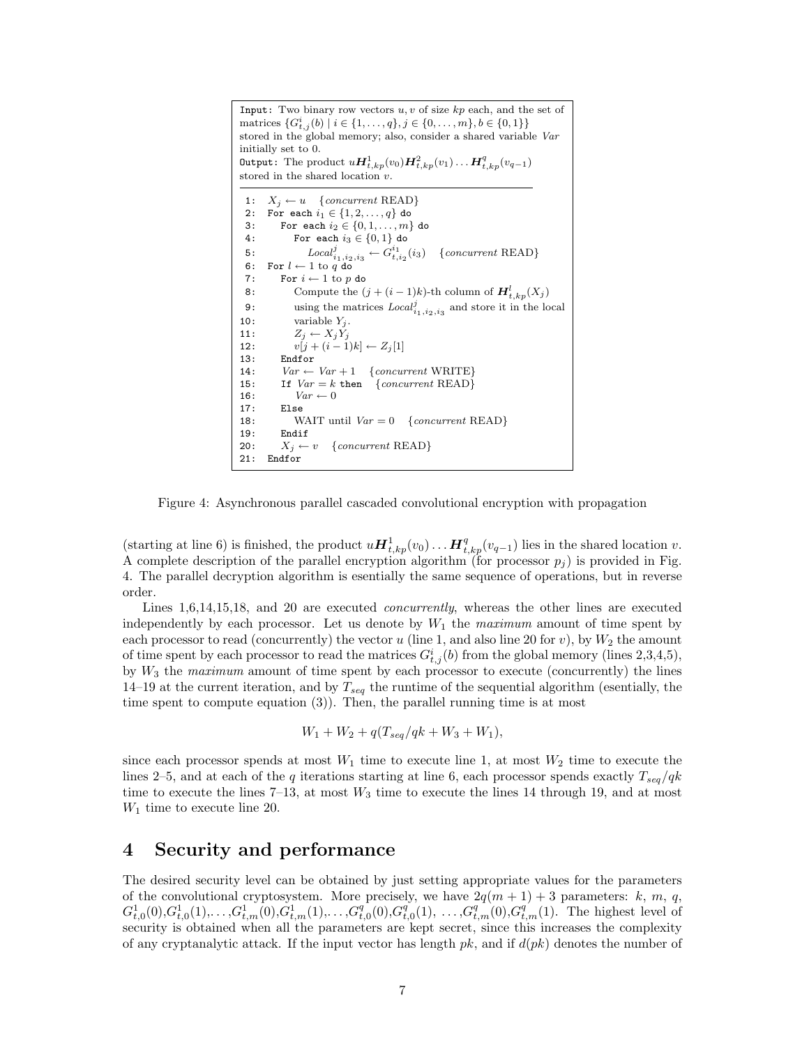```
Input: Two binary row vectors u, v of size kp each, and the set of
matrices {G^i_{t,j}(b) | i ∈ {1,...,q}, j ∈ {0,...,m}, b ∈ {0,1}}
stored in the global memory; also, consider a shared variable Var
initially set to 0.
Output: The product uH^1_{t,kp}(v_0)H^2_{t,kp}(v_1)...H^q_{t,kp}(v_{q-1})
stored in the shared location v.

 1:  X_j ← u    {concurrent READ}
 2:  For each i_1 ∈ {1,2,...,q} do
 3:     For each i_2 ∈ {0,1,...,m} do
 4:        For each i_3 ∈ {0,1} do
 5:           Local^j_{i_1,i_2,i_3} ← G^{i_1}_{t,i_2}(i_3)    {concurrent READ}
 6:  For l ← 1 to q do
 7:     For i ← 1 to p do
 8:        Compute the (j + (i − 1)k)-th column of H^l_{t,kp}(X_j)
 9:        using the matrices Local^j_{i_1,i_2,i_3} and store it in the local
10:        variable Y_j.
11:        Z_j ← X_j Y_j
12:        v[j + (i − 1)k] ← Z_j[1]
13:     Endfor
14:     Var ← Var + 1    {concurrent WRITE}
15:     If Var = k then    {concurrent READ}
16:        Var ← 0
17:     Else
18:        WAIT until Var = 0    {concurrent READ}
19:     Endif
20:     X_j ← v    {concurrent READ}
21:  Endfor
```

Figure 4: Asynchronous parallel cascaded convolutional encryption with propagation

(starting at line 6) is finished, the product $u\boldsymbol{H}^1_{t,kp}(v_0)\ldots\boldsymbol{H}^q_{t,kp}(v_{q-1})$ lies in the shared location $v$. A complete description of the parallel encryption algorithm (for processor $p_j$) is provided in Fig. 4. The parallel decryption algorithm is esentially the same sequence of operations, but in reverse order.

Lines 1,6,14,15,18, and 20 are executed *concurrently*, whereas the other lines are executed independently by each processor. Let us denote by $W_1$ the *maximum* amount of time spent by each processor to read (concurrently) the vector $u$ (line 1, and also line 20 for $v$), by $W_2$ the amount of time spent by each processor to read the matrices $G^i_{t,j}(b)$ from the global memory (lines 2,3,4,5), by $W_3$ the *maximum* amount of time spent by each processor to execute (concurrently) the lines 14–19 at the current iteration, and by $T_{seq}$ the runtime of the sequential algorithm (esentially, the time spent to compute equation (3)). Then, the parallel running time is at most

$$W_1 + W_2 + q(T_{seq}/qk + W_3 + W_1),$$

since each processor spends at most $W_1$ time to execute line 1, at most $W_2$ time to execute the lines 2–5, and at each of the $q$ iterations starting at line 6, each processor spends exactly $T_{seq}/qk$ time to execute the lines 7–13, at most $W_3$ time to execute the lines 14 through 19, and at most $W_1$ time to execute line 20.

# 4 Security and performance

The desired security level can be obtained by just setting appropriate values for the parameters of the convolutional cryptosystem. More precisely, we have $2q(m+1)+3$ parameters: $k$, $m$, $q$, $G^1_{t,0}(0)$,$G^1_{t,0}(1)$,…,$G^1_{t,m}(0)$,$G^1_{t,m}(1)$,…,$G^q_{t,0}(0)$,$G^q_{t,0}(1)$, …,$G^q_{t,m}(0)$,$G^q_{t,m}(1)$. The highest level of security is obtained when all the parameters are kept secret, since this increases the complexity of any cryptanalytic attack. If the input vector has length $pk$, and if $d(pk)$ denotes the number of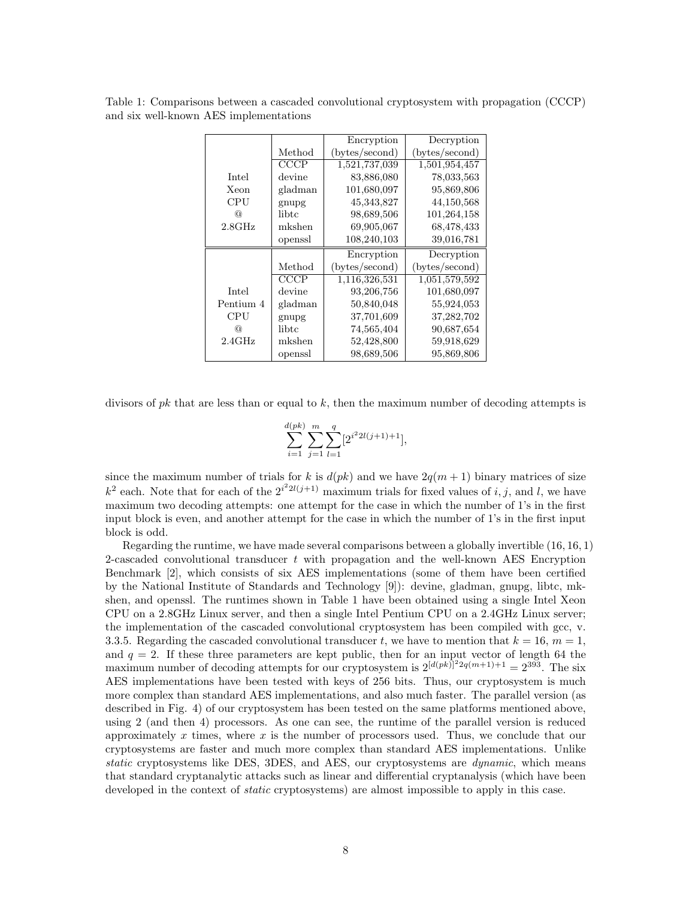Table 1: Comparisons between a cascaded convolutional cryptosystem with propagation (CCCP) and six well-known AES implementations

| | Method | Encryption (bytes/second) | Decryption (bytes/second) |
|---|---|---|---|
| Intel Xeon CPU @ 2.8GHz | CCCP | 1,521,737,039 | 1,501,954,457 |
| | devine | 83,886,080 | 78,033,563 |
| | gladman | 101,680,097 | 95,869,806 |
| | gnupg | 45,343,827 | 44,150,568 |
| | libtc | 98,689,506 | 101,264,158 |
| | mkshen | 69,905,067 | 68,478,433 |
| | openssl | 108,240,103 | 39,016,781 |
| | Method | Encryption (bytes/second) | Decryption (bytes/second) |
| Intel Pentium 4 CPU @ 2.4GHz | CCCP | 1,116,326,531 | 1,051,579,592 |
| | devine | 93,206,756 | 101,680,097 |
| | gladman | 50,840,048 | 55,924,053 |
| | gnupg | 37,701,609 | 37,282,702 |
| | libtc | 74,565,404 | 90,687,654 |
| | mkshen | 52,428,800 | 59,918,629 |
| | openssl | 98,689,506 | 95,869,806 |

divisors of $pk$ that are less than or equal to $k$, then the maximum number of decoding attempts is

$$\sum_{i=1}^{d(pk)} \sum_{j=1}^{m} \sum_{l=1}^{q} [2^{i^2 2l(j+1)+1}],$$

since the maximum number of trials for $k$ is $d(pk)$ and we have $2q(m+1)$ binary matrices of size $k^2$ each. Note that for each of the $2^{i^2 2l(j+1)}$ maximum trials for fixed values of $i$, $j$, and $l$, we have maximum two decoding attempts: one attempt for the case in which the number of 1's in the first input block is even, and another attempt for the case in which the number of 1's in the first input block is odd.

Regarding the runtime, we have made several comparisons between a globally invertible $(16, 16, 1)$ 2-cascaded convolutional transducer $t$ with propagation and the well-known AES Encryption Benchmark [2], which consists of six AES implementations (some of them have been certified by the National Institute of Standards and Technology [9]): devine, gladman, gnupg, libtc, mkshen, and openssl. The runtimes shown in Table 1 have been obtained using a single Intel Xeon CPU on a 2.8GHz Linux server, and then a single Intel Pentium CPU on a 2.4GHz Linux server; the implementation of the cascaded convolutional cryptosystem has been compiled with gcc, v. 3.3.5. Regarding the cascaded convolutional transducer $t$, we have to mention that $k = 16$, $m = 1$, and $q = 2$. If these three parameters are kept public, then for an input vector of length 64 the maximum number of decoding attempts for our cryptosystem is $2^{[d(pk)]^2 2q(m+1)+1} = 2^{393}$. The six AES implementations have been tested with keys of 256 bits. Thus, our cryptosystem is much more complex than standard AES implementations, and also much faster. The parallel version (as described in Fig. 4) of our cryptosystem has been tested on the same platforms mentioned above, using 2 (and then 4) processors. As one can see, the runtime of the parallel version is reduced approximately $x$ times, where $x$ is the number of processors used. Thus, we conclude that our cryptosystems are faster and much more complex than standard AES implementations. Unlike *static* cryptosystems like DES, 3DES, and AES, our cryptosystems are *dynamic*, which means that standard cryptanalytic attacks such as linear and differential cryptanalysis (which have been developed in the context of *static* cryptosystems) are almost impossible to apply in this case.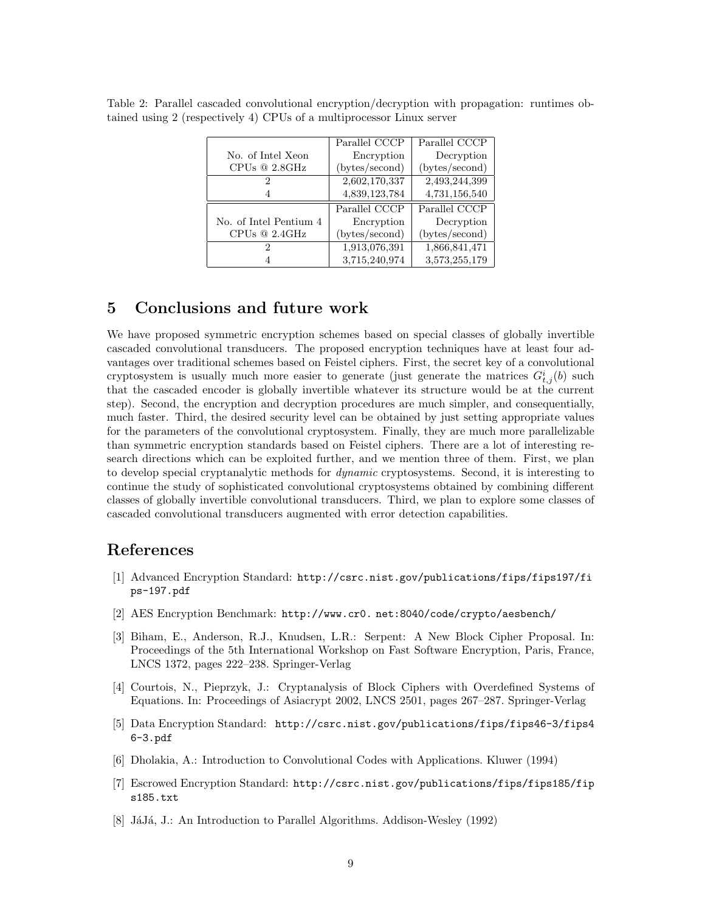Table 2: Parallel cascaded convolutional encryption/decryption with propagation: runtimes obtained using 2 (respectively 4) CPUs of a multiprocessor Linux server

| No. of Intel Xeon CPUs @ 2.8GHz | Parallel CCCP Encryption (bytes/second) | Parallel CCCP Decryption (bytes/second) |
|---|---|---|
| 2 | 2,602,170,337 | 2,493,244,399 |
| 4 | 4,839,123,784 | 4,731,156,540 |
| **No. of Intel Pentium 4 CPUs @ 2.4GHz** | **Parallel CCCP Encryption (bytes/second)** | **Parallel CCCP Decryption (bytes/second)** |
| 2 | 1,913,076,391 | 1,866,841,471 |
| 4 | 3,715,240,974 | 3,573,255,179 |

## 5 Conclusions and future work

We have proposed symmetric encryption schemes based on special classes of globally invertible cascaded convolutional transducers. The proposed encryption techniques have at least four advantages over traditional schemes based on Feistel ciphers. First, the secret key of a convolutional cryptosystem is usually much more easier to generate (just generate the matrices $G^i_{t,j}(b)$ such that the cascaded encoder is globally invertible whatever its structure would be at the current step). Second, the encryption and decryption procedures are much simpler, and consequentially, much faster. Third, the desired security level can be obtained by just setting appropriate values for the parameters of the convolutional cryptosystem. Finally, they are much more parallelizable than symmetric encryption standards based on Feistel ciphers. There are a lot of interesting research directions which can be exploited further, and we mention three of them. First, we plan to develop special cryptanalytic methods for *dynamic* cryptosystems. Second, it is interesting to continue the study of sophisticated convolutional cryptosystems obtained by combining different classes of globally invertible convolutional transducers. Third, we plan to explore some classes of cascaded convolutional transducers augmented with error detection capabilities.

## References

[1] Advanced Encryption Standard: http://csrc.nist.gov/publications/fips/fips197/fips-197.pdf

[2] AES Encryption Benchmark: http://www.cr0. net:8040/code/crypto/aesbench/

[3] Biham, E., Anderson, R.J., Knudsen, L.R.: Serpent: A New Block Cipher Proposal. In: Proceedings of the 5th International Workshop on Fast Software Encryption, Paris, France, LNCS 1372, pages 222–238. Springer-Verlag

[4] Courtois, N., Pieprzyk, J.: Cryptanalysis of Block Ciphers with Overdefined Systems of Equations. In: Proceedings of Asiacrypt 2002, LNCS 2501, pages 267–287. Springer-Verlag

[5] Data Encryption Standard: http://csrc.nist.gov/publications/fips/fips46-3/fips46-3.pdf

[6] Dholakia, A.: Introduction to Convolutional Codes with Applications. Kluwer (1994)

[7] Escrowed Encryption Standard: http://csrc.nist.gov/publications/fips/fips185/fips185.txt

[8] JáJá, J.: An Introduction to Parallel Algorithms. Addison-Wesley (1992)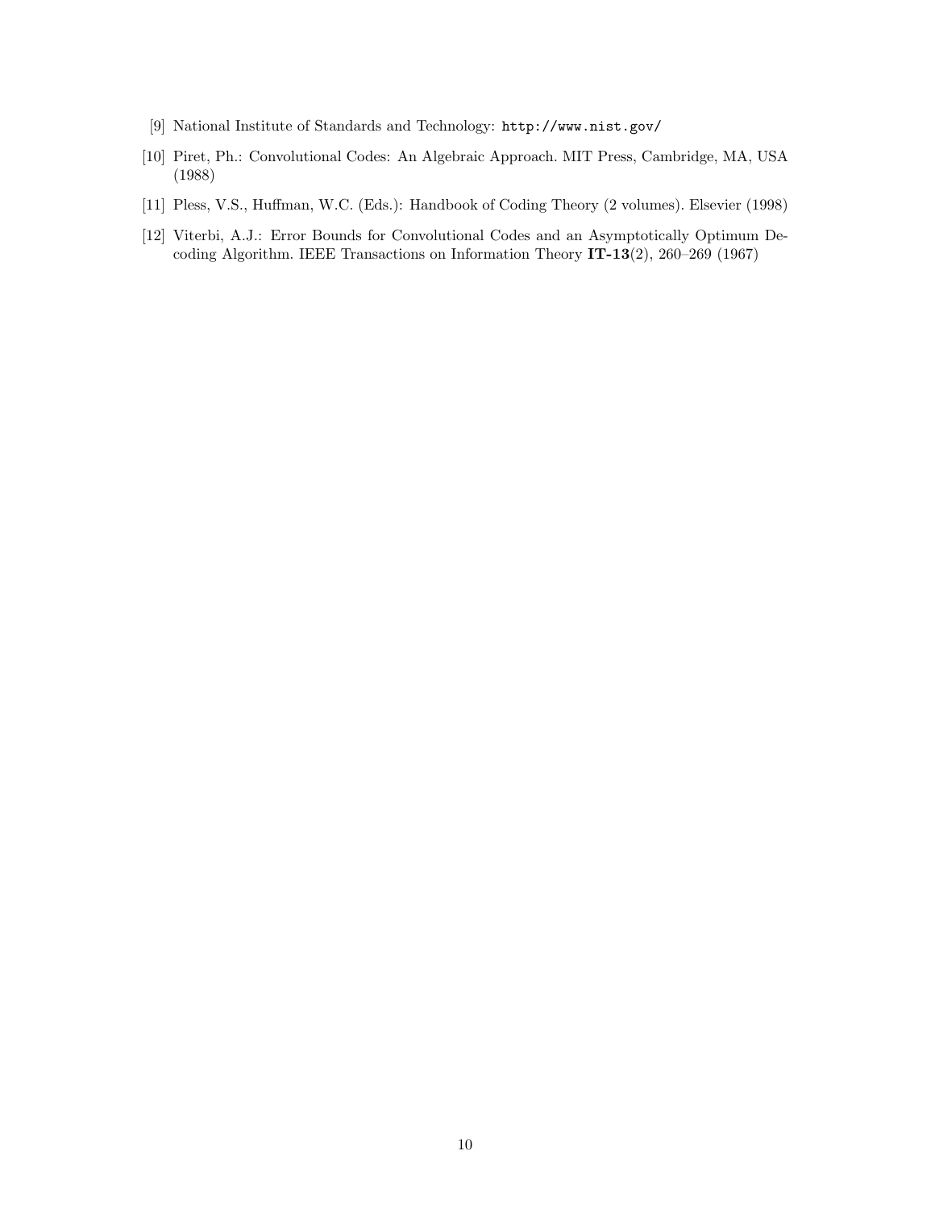[9] National Institute of Standards and Technology: `http://www.nist.gov/`

[10] Piret, Ph.: Convolutional Codes: An Algebraic Approach. MIT Press, Cambridge, MA, USA (1988)

[11] Pless, V.S., Huffman, W.C. (Eds.): Handbook of Coding Theory (2 volumes). Elsevier (1998)

[12] Viterbi, A.J.: Error Bounds for Convolutional Codes and an Asymptotically Optimum Decoding Algorithm. IEEE Transactions on Information Theory **IT-13**(2), 260–269 (1967)